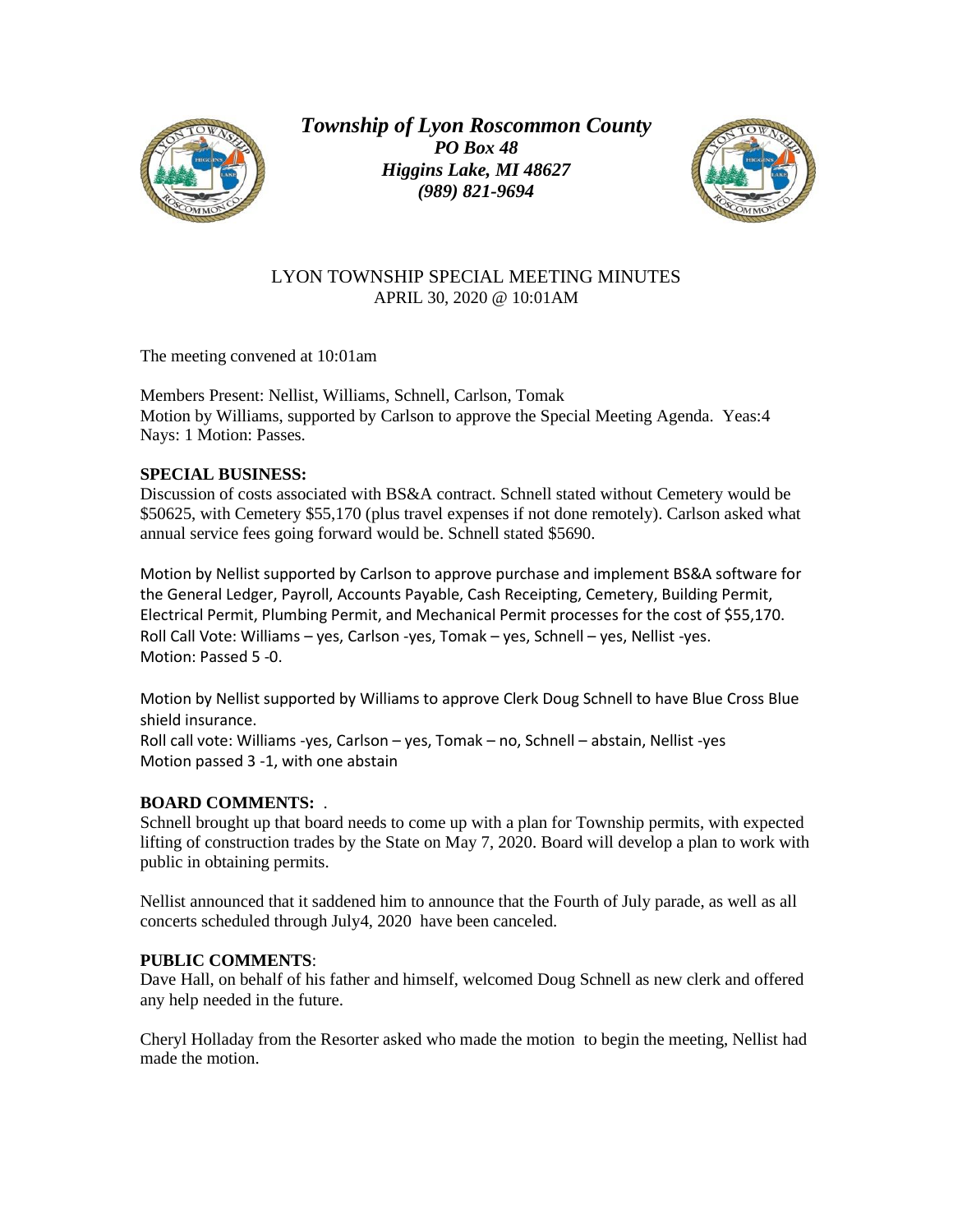***Township of Lyon Roscommon County***
***PO Box 48***
***Higgins Lake, MI 48627***
***(989) 821-9694***

# LYON TOWNSHIP SPECIAL MEETING MINUTES
APRIL 30, 2020 @ 10:01AM

The meeting convened at 10:01am

Members Present: Nellist, Williams, Schnell, Carlson, Tomak
Motion by Williams, supported by Carlson to approve the Special Meeting Agenda. Yeas:4 Nays: 1 Motion: Passes.

**SPECIAL BUSINESS:**
Discussion of costs associated with BS&A contract. Schnell stated without Cemetery would be $50625, with Cemetery $55,170 (plus travel expenses if not done remotely). Carlson asked what annual service fees going forward would be. Schnell stated $5690.

Motion by Nellist supported by Carlson to approve purchase and implement BS&A software for the General Ledger, Payroll, Accounts Payable, Cash Receipting, Cemetery, Building Permit, Electrical Permit, Plumbing Permit, and Mechanical Permit processes for the cost of $55,170.
Roll Call Vote: Williams – yes, Carlson -yes, Tomak – yes, Schnell – yes, Nellist -yes.
Motion: Passed 5 -0.

Motion by Nellist supported by Williams to approve Clerk Doug Schnell to have Blue Cross Blue shield insurance.
Roll call vote: Williams -yes, Carlson – yes, Tomak – no, Schnell – abstain, Nellist -yes
Motion passed 3 -1, with one abstain

**BOARD COMMENTS:** .
Schnell brought up that board needs to come up with a plan for Township permits, with expected lifting of construction trades by the State on May 7, 2020. Board will develop a plan to work with public in obtaining permits.

Nellist announced that it saddened him to announce that the Fourth of July parade, as well as all concerts scheduled through July4, 2020 have been canceled.

**PUBLIC COMMENTS**:
Dave Hall, on behalf of his father and himself, welcomed Doug Schnell as new clerk and offered any help needed in the future.

Cheryl Holladay from the Resorter asked who made the motion to begin the meeting, Nellist had made the motion.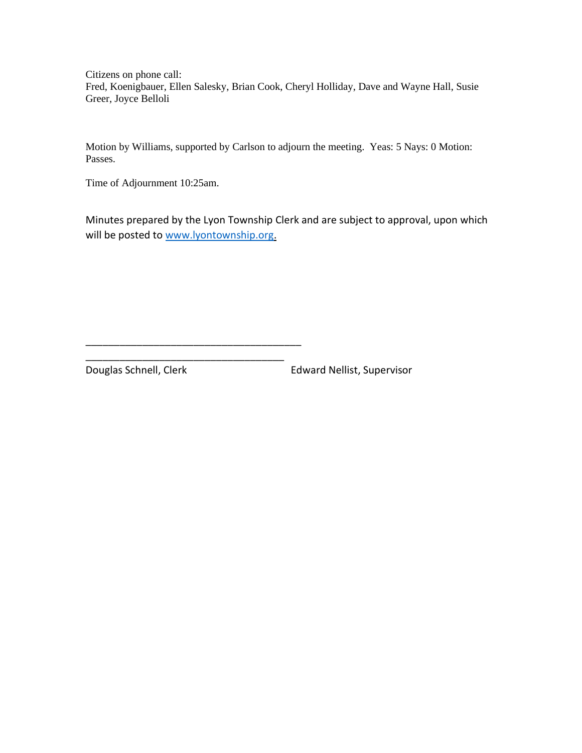Citizens on phone call:
Fred, Koenigbauer, Ellen Salesky, Brian Cook, Cheryl Holliday, Dave and Wayne Hall, Susie Greer, Joyce Belloli

Motion by Williams, supported by Carlson to adjourn the meeting. Yeas: 5 Nays: 0 Motion: Passes.

Time of Adjournment 10:25am.

Minutes prepared by the Lyon Township Clerk and are subject to approval, upon which will be posted to [www.lyontownship.org](http://www.lyontownship.org).

_______________________________________

___________________________________

Douglas Schnell, Clerk                    Edward Nellist, Supervisor